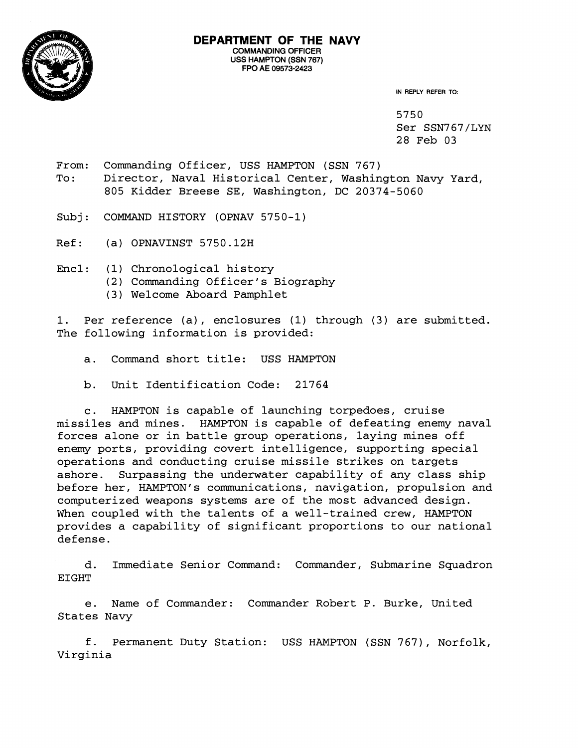# DEPARTMENT OF THE NAVY

COMMANDING OFFICER
USS HAMPTON (SSN 767)
FPO AE 09573-2423

IN REPLY REFER TO:

5750
Ser SSN767/LYN
28 Feb 03

From: Commanding Officer, USS HAMPTON (SSN 767)
To: Director, Naval Historical Center, Washington Navy Yard, 805 Kidder Breese SE, Washington, DC 20374-5060

Subj: COMMAND HISTORY (OPNAV 5750-1)

Ref: (a) OPNAVINST 5750.12H

Encl: (1) Chronological history
(2) Commanding Officer's Biography
(3) Welcome Aboard Pamphlet

1. Per reference (a), enclosures (1) through (3) are submitted. The following information is provided:

a. Command short title: USS HAMPTON

b. Unit Identification Code: 21764

c. HAMPTON is capable of launching torpedoes, cruise missiles and mines. HAMPTON is capable of defeating enemy naval forces alone or in battle group operations, laying mines off enemy ports, providing covert intelligence, supporting special operations and conducting cruise missile strikes on targets ashore. Surpassing the underwater capability of any class ship before her, HAMPTON's communications, navigation, propulsion and computerized weapons systems are of the most advanced design. When coupled with the talents of a well-trained crew, HAMPTON provides a capability of significant proportions to our national defense.

d. Immediate Senior Command: Commander, Submarine Squadron EIGHT

e. Name of Commander: Commander Robert P. Burke, United States Navy

f. Permanent Duty Station: USS HAMPTON (SSN 767), Norfolk, Virginia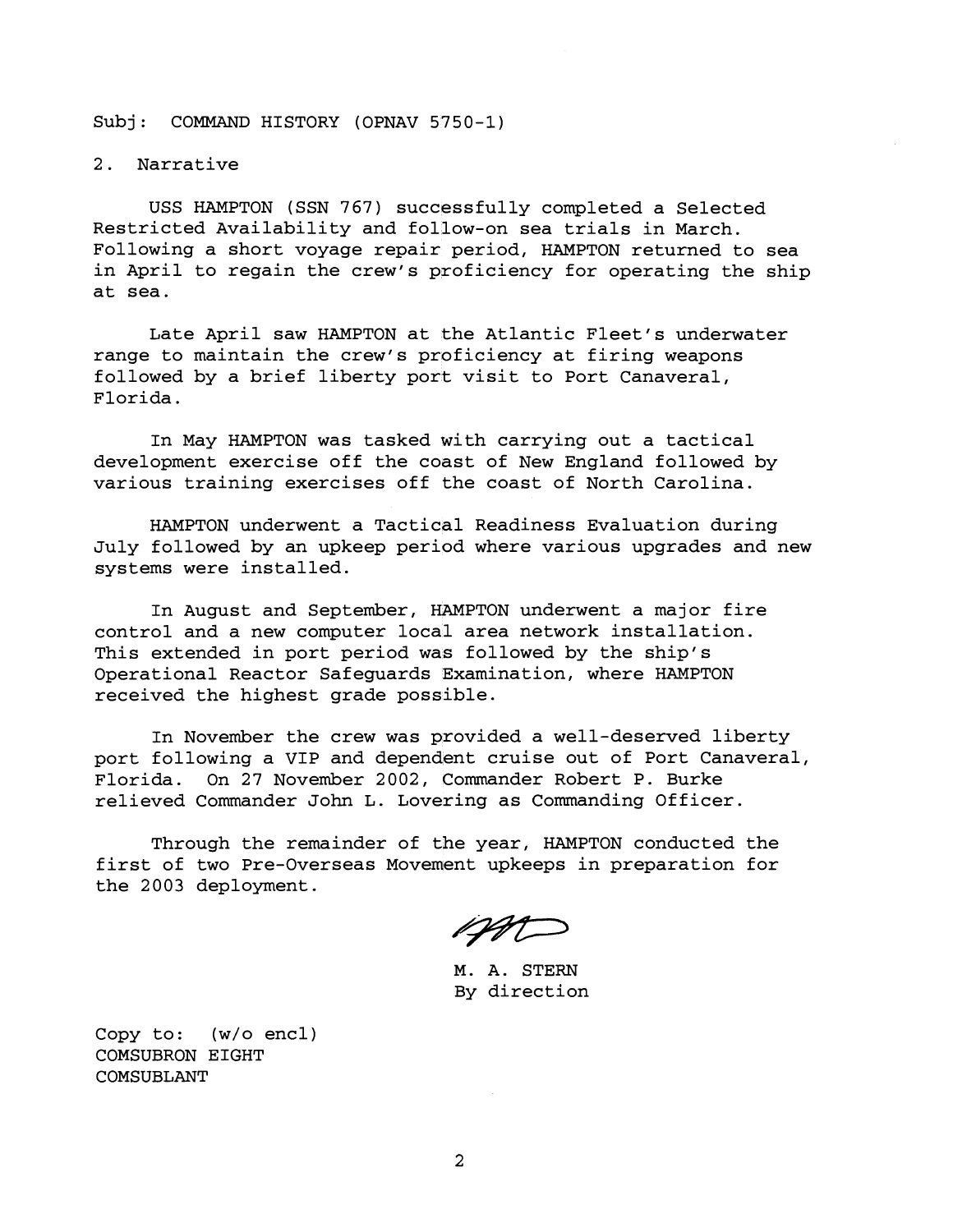Subj: COMMAND HISTORY (OPNAV 5750-1)

2. Narrative

USS HAMPTON (SSN 767) successfully completed a Selected Restricted Availability and follow-on sea trials in March. Following a short voyage repair period, HAMPTON returned to sea in April to regain the crew's proficiency for operating the ship at sea.

Late April saw HAMPTON at the Atlantic Fleet's underwater range to maintain the crew's proficiency at firing weapons followed by a brief liberty port visit to Port Canaveral, Florida.

In May HAMPTON was tasked with carrying out a tactical development exercise off the coast of New England followed by various training exercises off the coast of North Carolina.

HAMPTON underwent a Tactical Readiness Evaluation during July followed by an upkeep period where various upgrades and new systems were installed.

In August and September, HAMPTON underwent a major fire control and a new computer local area network installation. This extended in port period was followed by the ship's Operational Reactor Safeguards Examination, where HAMPTON received the highest grade possible.

In November the crew was provided a well-deserved liberty port following a VIP and dependent cruise out of Port Canaveral, Florida. On 27 November 2002, Commander Robert P. Burke relieved Commander John L. Lovering as Commanding Officer.

Through the remainder of the year, HAMPTON conducted the first of two Pre-Overseas Movement upkeeps in preparation for the 2003 deployment.

M. A. STERN
By direction

Copy to: (w/o encl)
COMSUBRON EIGHT
COMSUBLANT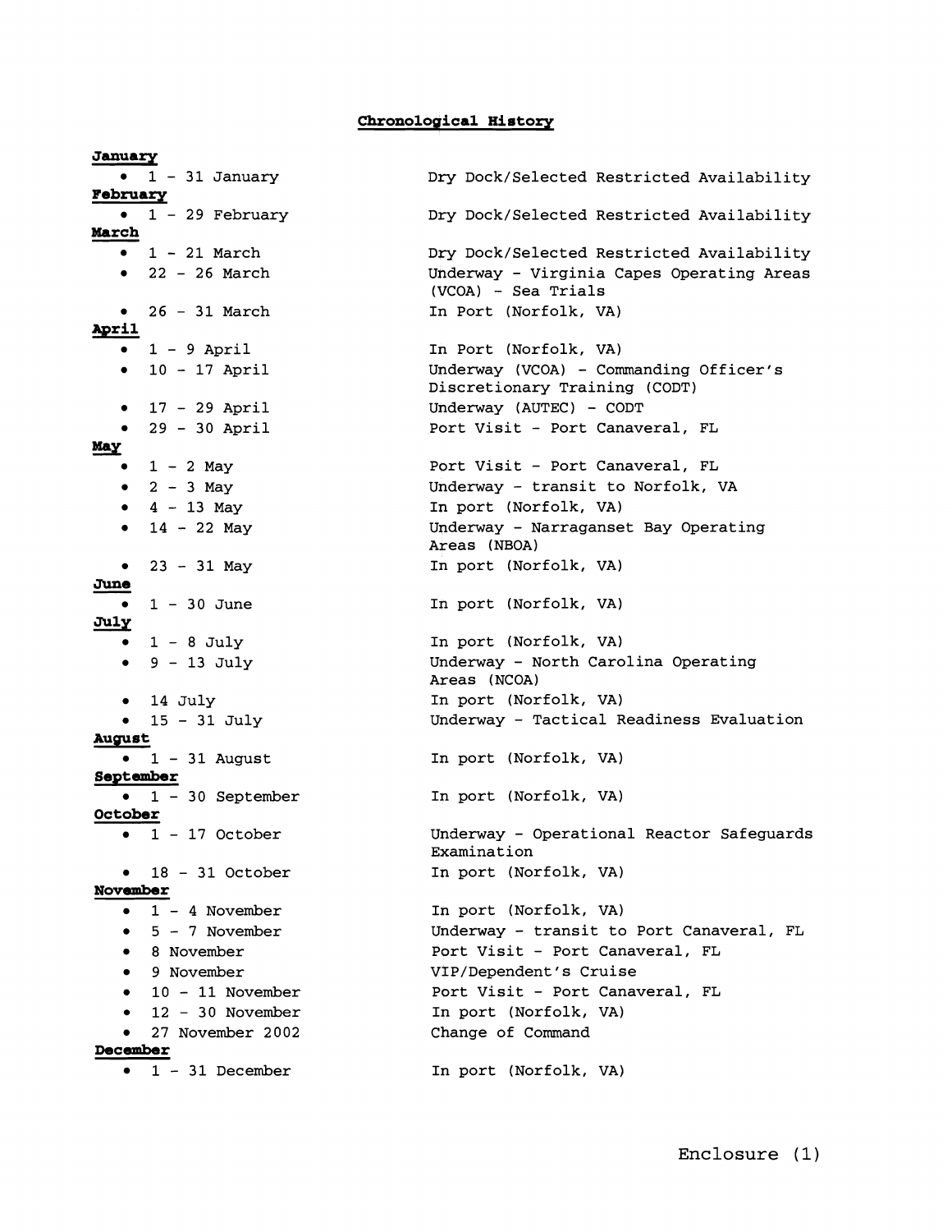## Chronological History

**January**

- 1 - 31 January — Dry Dock/Selected Restricted Availability

**February**

- 1 - 29 February — Dry Dock/Selected Restricted Availability

**March**

- 1 - 21 March — Dry Dock/Selected Restricted Availability
- 22 - 26 March — Underway - Virginia Capes Operating Areas (VCOA) - Sea Trials
- 26 - 31 March — In Port (Norfolk, VA)

**April**

- 1 - 9 April — In Port (Norfolk, VA)
- 10 - 17 April — Underway (VCOA) - Commanding Officer's Discretionary Training (CODT)
- 17 - 29 April — Underway (AUTEC) - CODT
- 29 - 30 April — Port Visit - Port Canaveral, FL

**May**

- 1 - 2 May — Port Visit - Port Canaveral, FL
- 2 - 3 May — Underway - transit to Norfolk, VA
- 4 - 13 May — In port (Norfolk, VA)
- 14 - 22 May — Underway - Narraganset Bay Operating Areas (NBOA)
- 23 - 31 May — In port (Norfolk, VA)

**June**

- 1 - 30 June — In port (Norfolk, VA)

**July**

- 1 - 8 July — In port (Norfolk, VA)
- 9 - 13 July — Underway - North Carolina Operating Areas (NCOA)
- 14 July — In port (Norfolk, VA)
- 15 - 31 July — Underway - Tactical Readiness Evaluation

**August**

- 1 - 31 August — In port (Norfolk, VA)

**September**

- 1 - 30 September — In port (Norfolk, VA)

**October**

- 1 - 17 October — Underway - Operational Reactor Safeguards Examination
- 18 - 31 October — In port (Norfolk, VA)

**November**

- 1 - 4 November — In port (Norfolk, VA)
- 5 - 7 November — Underway - transit to Port Canaveral, FL
- 8 November — Port Visit - Port Canaveral, FL
- 9 November — VIP/Dependent's Cruise
- 10 - 11 November — Port Visit - Port Canaveral, FL
- 12 - 30 November — In port (Norfolk, VA)
- 27 November 2002 — Change of Command

**December**

- 1 - 31 December — In port (Norfolk, VA)

Enclosure (1)